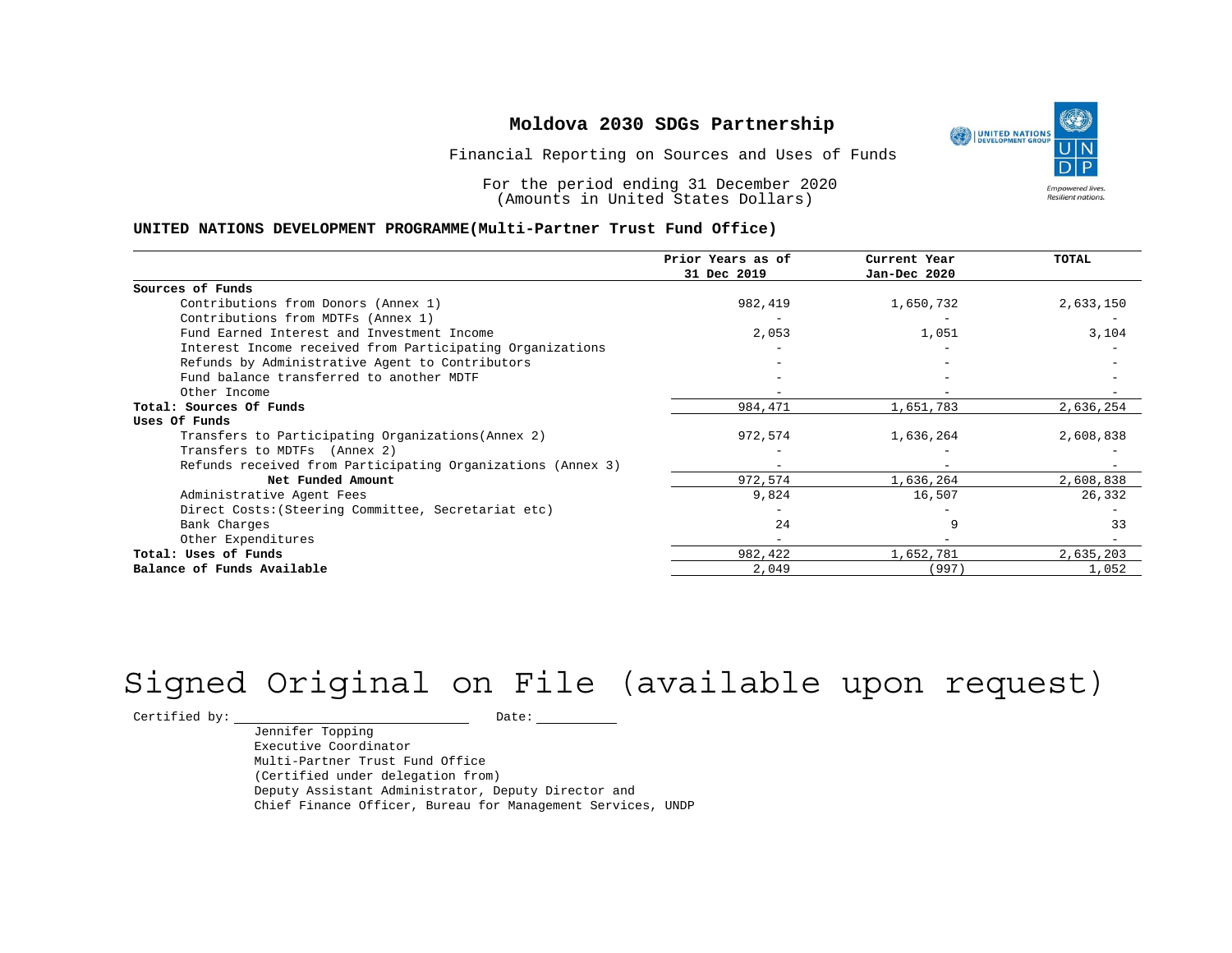# Moldova 2030 SDGs Partnership

Financial Reporting on Sources and Uses of Funds

For the period ending 31 December 2020
(Amounts in United States Dollars)

**UNITED NATIONS DEVELOPMENT PROGRAMME(Multi-Partner Trust Fund Office)**

| | Prior Years as of 31 Dec 2019 | Current Year Jan-Dec 2020 | TOTAL |
|---|---|---|---|
| **Sources of Funds** | | | |
| Contributions from Donors (Annex 1) | 982,419 | 1,650,732 | 2,633,150 |
| Contributions from MDTFs (Annex 1) | - | - | - |
| Fund Earned Interest and Investment Income | 2,053 | 1,051 | 3,104 |
| Interest Income received from Participating Organizations | - | - | - |
| Refunds by Administrative Agent to Contributors | - | - | - |
| Fund balance transferred to another MDTF | - | - | - |
| Other Income | - | - | - |
| **Total: Sources Of Funds** | 984,471 | 1,651,783 | 2,636,254 |
| **Uses Of Funds** | | | |
| Transfers to Participating Organizations(Annex 2) | 972,574 | 1,636,264 | 2,608,838 |
| Transfers to MDTFs (Annex 2) | - | - | - |
| Refunds received from Participating Organizations (Annex 3) | - | - | - |
| **Net Funded Amount** | 972,574 | 1,636,264 | 2,608,838 |
| Administrative Agent Fees | 9,824 | 16,507 | 26,332 |
| Direct Costs:(Steering Committee, Secretariat etc) | - | - | - |
| Bank Charges | 24 | 9 | 33 |
| Other Expenditures | - | - | - |
| **Total: Uses of Funds** | 982,422 | 1,652,781 | 2,635,203 |
| **Balance of Funds Available** | 2,049 | (997) | 1,052 |

Signed Original on File (available upon request)

Certified by: ______________________ Date: __________

Jennifer Topping
Executive Coordinator
Multi-Partner Trust Fund Office
(Certified under delegation from)
Deputy Assistant Administrator, Deputy Director and
Chief Finance Officer, Bureau for Management Services, UNDP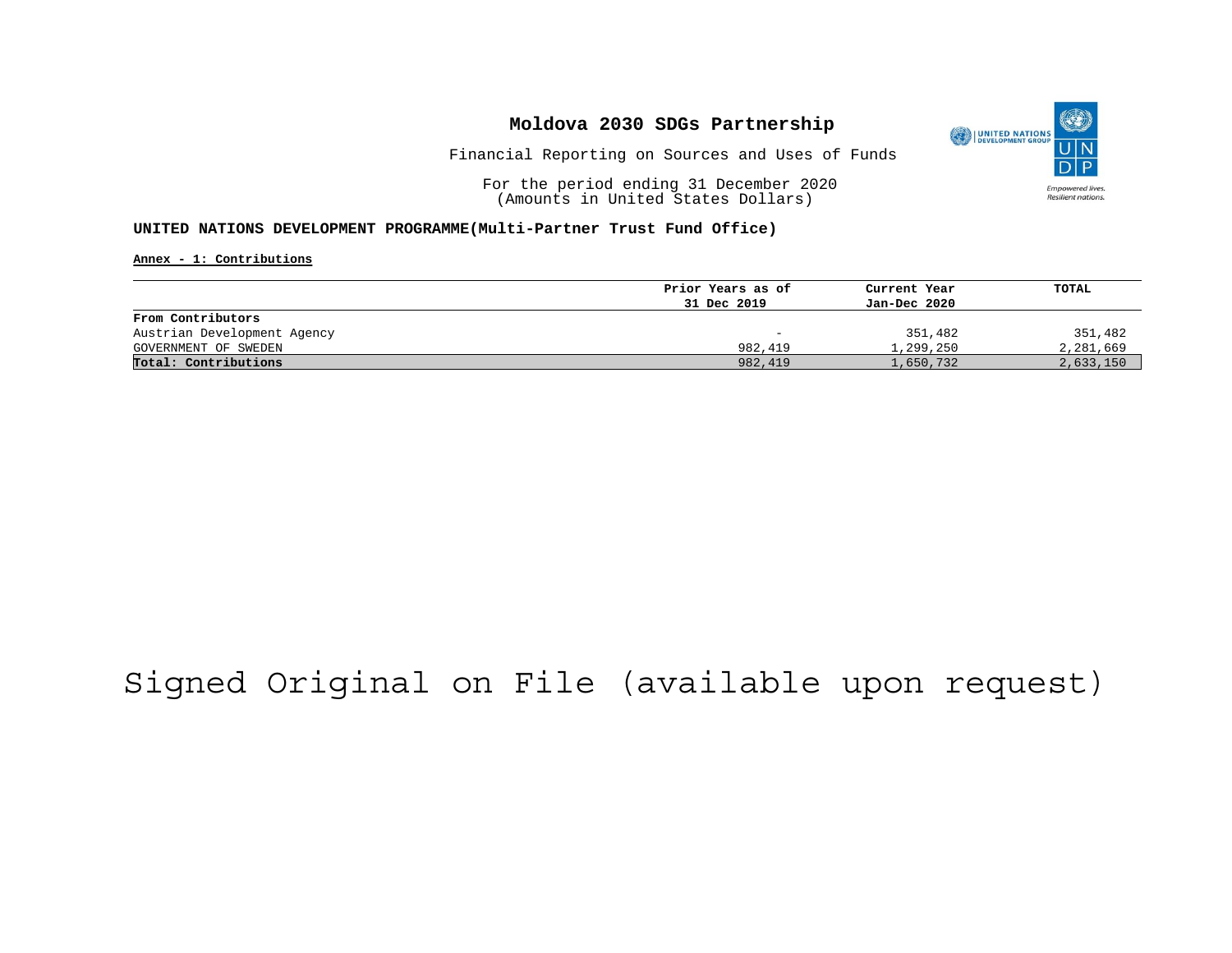# Moldova 2030 SDGs Partnership

Financial Reporting on Sources and Uses of Funds

For the period ending 31 December 2020
(Amounts in United States Dollars)

**UNITED NATIONS DEVELOPMENT PROGRAMME(Multi-Partner Trust Fund Office)**

**Annex - 1: Contributions**

| | Prior Years as of 31 Dec 2019 | Current Year Jan-Dec 2020 | TOTAL |
|---|---|---|---|
| **From Contributors** | | | |
| Austrian Development Agency | - | 351,482 | 351,482 |
| GOVERNMENT OF SWEDEN | 982,419 | 1,299,250 | 2,281,669 |
| **Total: Contributions** | 982,419 | 1,650,732 | 2,633,150 |

Signed Original on File (available upon request)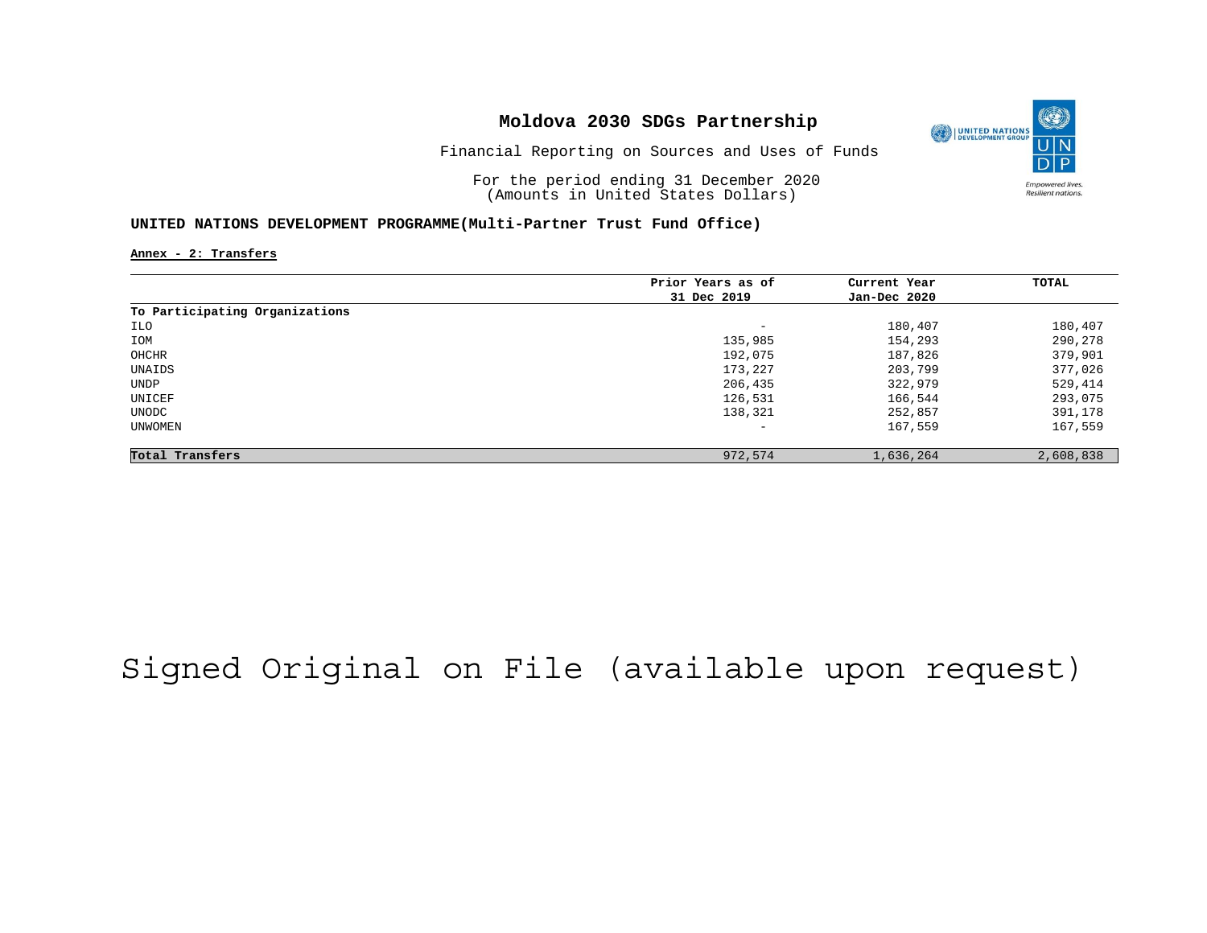# Moldova 2030 SDGs Partnership

Financial Reporting on Sources and Uses of Funds

For the period ending 31 December 2020
(Amounts in United States Dollars)

**UNITED NATIONS DEVELOPMENT PROGRAMME(Multi-Partner Trust Fund Office)**

**Annex - 2: Transfers**

| | Prior Years as of 31 Dec 2019 | Current Year Jan-Dec 2020 | TOTAL |
|---|---|---|---|
| **To Participating Organizations** | | | |
| ILO | - | 180,407 | 180,407 |
| IOM | 135,985 | 154,293 | 290,278 |
| OHCHR | 192,075 | 187,826 | 379,901 |
| UNAIDS | 173,227 | 203,799 | 377,026 |
| UNDP | 206,435 | 322,979 | 529,414 |
| UNICEF | 126,531 | 166,544 | 293,075 |
| UNODC | 138,321 | 252,857 | 391,178 |
| UNWOMEN | - | 167,559 | 167,559 |
| **Total Transfers** | 972,574 | 1,636,264 | 2,608,838 |

Signed Original on File (available upon request)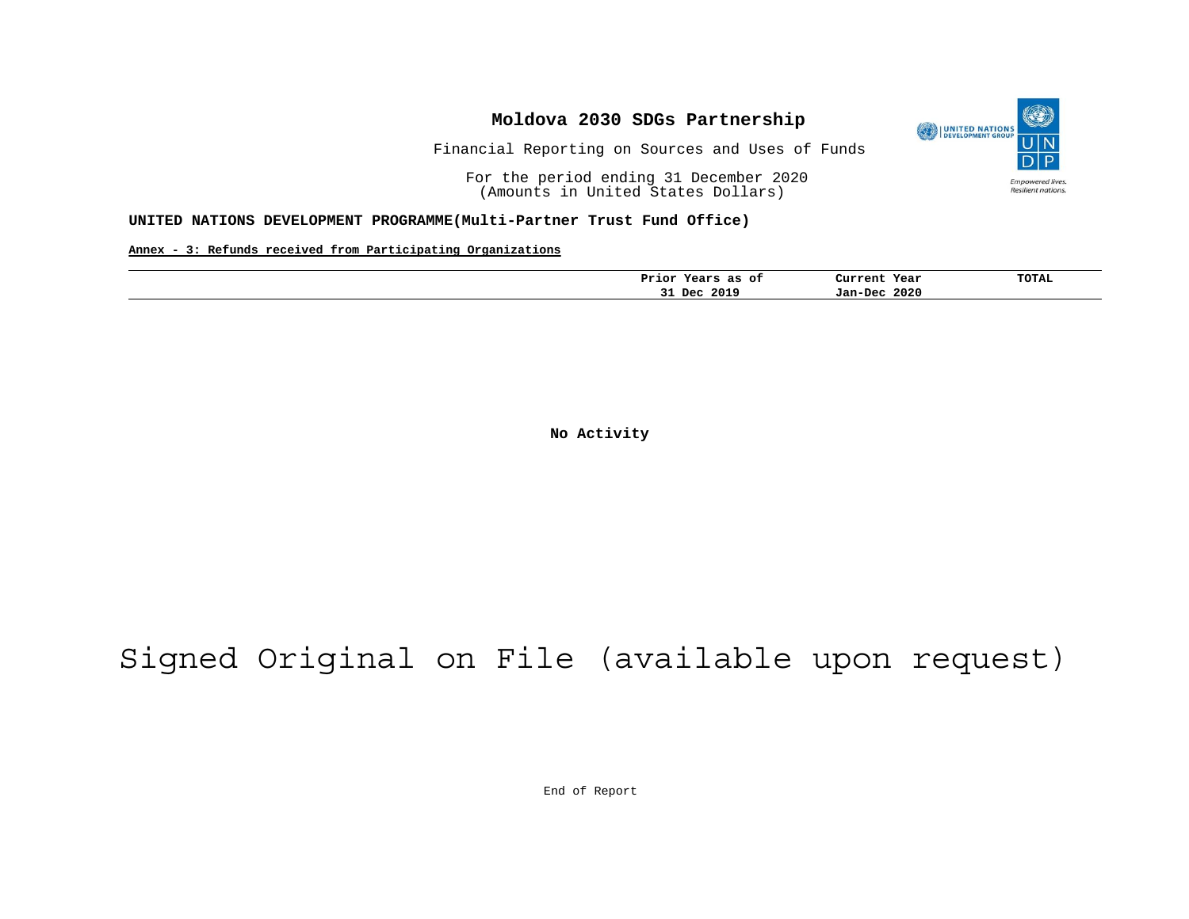# Moldova 2030 SDGs Partnership

Financial Reporting on Sources and Uses of Funds

For the period ending 31 December 2020
(Amounts in United States Dollars)

**UNITED NATIONS DEVELOPMENT PROGRAMME(Multi-Partner Trust Fund Office)**

**Annex - 3: Refunds received from Participating Organizations**

| | Prior Years as of 31 Dec 2019 | Current Year Jan-Dec 2020 | TOTAL |
|---|---|---|---|

**No Activity**

Signed Original on File (available upon request)

End of Report